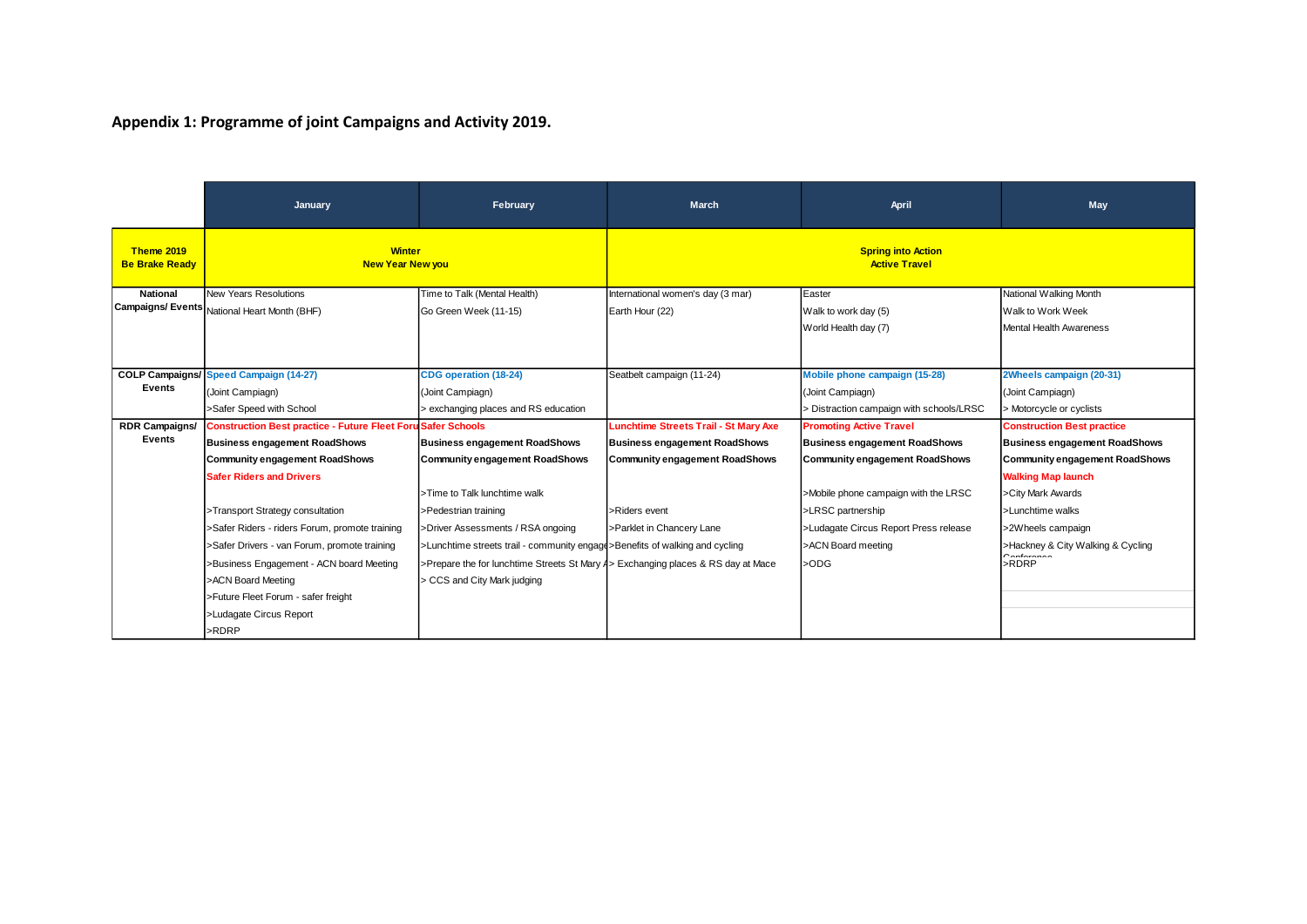## Appendix 1: Programme of joint Campaigns and Activity 2019.

| | January | February | March | April | May |
|---|---|---|---|---|---|
| **Theme 2019 Be Brake Ready** | **Winter New Year New you** | | **Spring into Action Active Travel** | | |
| **National Campaigns/ Events** | New Years Resolutions<br>National Heart Month (BHF) | Time to Talk (Mental Health)<br>Go Green Week (11-15) | International women's day (3 mar)<br>Earth Hour (22) | Easter<br>Walk to work day (5)<br>World Health day (7) | National Walking Month<br>Walk to Work Week<br>Mental Health Awareness |
| **COLP Campaigns/ Events** | **Speed Campaign (14-27)**<br>(Joint Campiagn)<br>>Safer Speed with School | **CDG operation (18-24)**<br>(Joint Campiagn)<br>> exchanging places and RS education | Seatbelt campaign (11-24) | **Mobile phone campaign (15-28)**<br>(Joint Campiagn)<br>> Distraction campaign with schools/LRSC | **2Wheels campaign (20-31)**<br>(Joint Campiagn)<br>> Motorcycle or cyclists |
| **RDR Campaigns/ Events** | **Construction Best practice - Future Fleet Foru**<br>**Business engagement RoadShows**<br>**Community engagement RoadShows**<br>**Safer Riders and Drivers**<br>>Transport Strategy consultation<br>>Safer Riders - riders Forum, promote training<br>>Safer Drivers - van Forum, promote training<br>>Business Engagement - ACN board Meeting<br>>ACN Board Meeting<br>>Future Fleet Forum - safer freight<br>>Ludagate Circus Report<br>>RDRP | **Safer Schools**<br>**Business engagement RoadShows**<br>**Community engagement RoadShows**<br>>Time to Talk lunchtime walk<br>>Pedestrian training<br>>Driver Assessments / RSA ongoing<br>>Lunchtime streets trail - community engage<br>>Prepare the for lunchtime Streets St Mary A<br>> CCS and City Mark judging | **Lunchtime Streets Trail - St Mary Axe**<br>**Business engagement RoadShows**<br>**Community engagement RoadShows**<br>>Riders event<br>>Parklet in Chancery Lane<br>>Benefits of walking and cycling<br>> Exchanging places & RS day at Mace | **Promoting Active Travel**<br>**Business engagement RoadShows**<br>**Community engagement RoadShows**<br>>Mobile phone campaign with the LRSC<br>>LRSC partnership<br>>Ludagate Circus Report Press release<br>>ACN Board meeting<br>>ODG | **Construction Best practice**<br>**Business engagement RoadShows**<br>**Community engagement RoadShows**<br>**Walking Map launch**<br>>City Mark Awards<br>>Lunchtime walks<br>>2Wheels campaign<br>>Hackney & City Walking & Cycling Conference<br>>RDRP |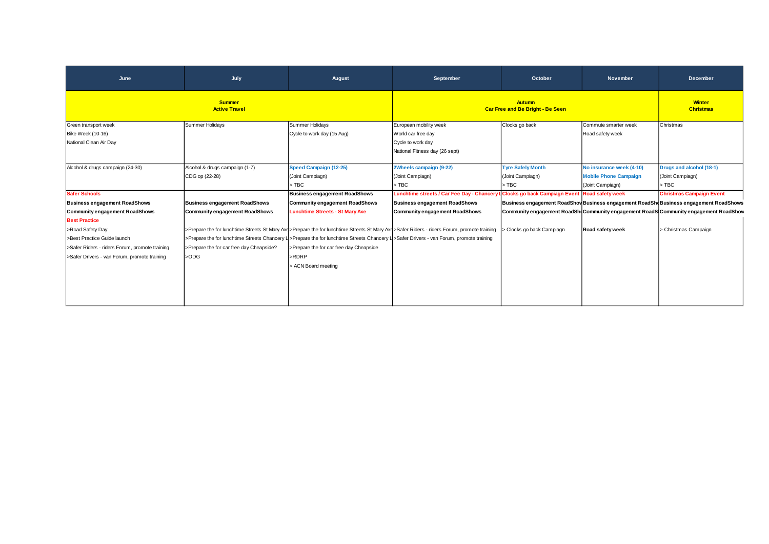| June | July | August | September | October | November | December |
|---|---|---|---|---|---|---|
| **Summer Active Travel** | | | **Autumn Car Free and Be Bright - Be Seen** | | | **Winter Christmas** |
| Green transport week<br>Bike Week (10-16)<br>National Clean Air Day | Summer Holidays | Summer Holidays<br>Cycle to work day (15 Aug) | European mobility week<br>World car free day<br>Cycle to work day<br>National Fitness day (26 sept) | Clocks go back | Commute smarter week<br>Road safety week | Christmas |
| Alcohol & drugs campaign (24-30) | Alcohol & drugs campaign (1-7)<br>CDG op (22-28) | **Speed Campaign (12-25)**<br>(Joint Campiagn)<br>> TBC | **2Wheels campaign (9-22)**<br>(Joint Campiagn)<br>> TBC | **Tyre Safely Month**<br>(Joint Campiagn)<br>> TBC | **No insurance week (4-10)**<br>**Mobile Phone Campaign**<br>(Joint Campiagn) | **Drugs and alcohol (18-1)**<br>(Joint Campiagn)<br>> TBC |
| **Safer Schools**<br>**Business engagement RoadShows**<br>**Community engagement RoadShows**<br>**Best Practice**<br>>Road Safety Day<br>>Best Practice Guide launch<br>>Safer Riders - riders Forum, promote training<br>>Safer Drivers - van Forum, promote training | **Business engagement RoadShows**<br>**Community engagement RoadShows**<br>>Prepare the for lunchtime Streets St Mary Axe<br>>Prepare the for lunchtime Streets Chancery L<br>>Prepare the for car free day Cheapside?<br>>ODG | **Business engagement RoadShows**<br>**Community engagement RoadShows**<br>**Lunchtime Streets - St Mary Axe**<br>>Prepare the for lunchtime Streets St Mary Axe<br>>Prepare the for lunchtime Streets Chancery L<br>>Prepare the for car free day Cheapside<br>>RDRP<br>> ACN Board meeting | **Lunchtime streets / Car Fee Day - Chancery L**<br>**Business engagement RoadShows**<br>**Community engagement RoadShows**<br>>Safer Riders - riders Forum, promote training<br>>Safer Drivers - van Forum, promote training | **Clocks go back Campiagn Event**<br>**Business engagement RoadShow**<br>**Community engagement RoadSh**<br>> Clocks go back Campiagn | **Road safety week**<br>**Business engagement RoadSh**<br>**Community engagement RoadS**<br>**Road safety week** | **Christmas Campaign Event**<br>**Business engagement RoadShows**<br>**Community engagement RoadShow**<br>> Christmas Campaign |